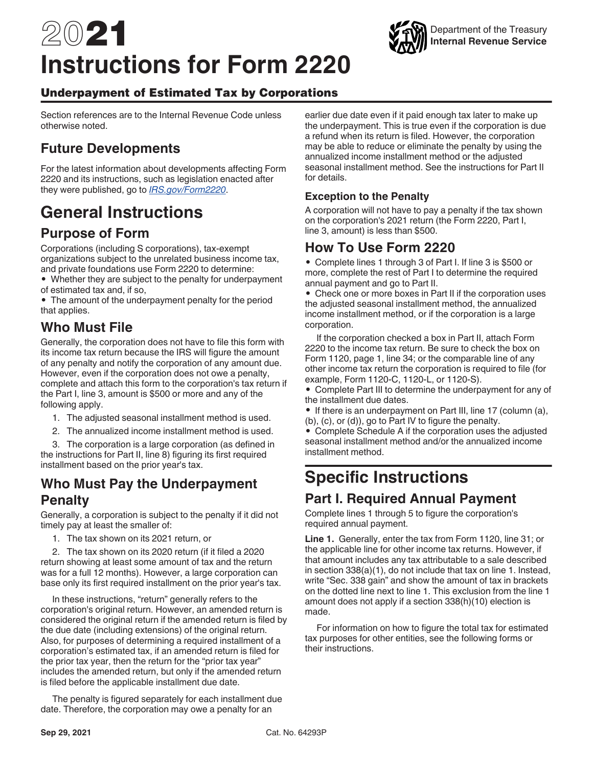# 2021 Instructions for Form 2220

Department of the Treasury
Internal Revenue Service

## Underpayment of Estimated Tax by Corporations

Section references are to the Internal Revenue Code unless otherwise noted.

## Future Developments

For the latest information about developments affecting Form 2220 and its instructions, such as legislation enacted after they were published, go to *IRS.gov/Form2220*.

# General Instructions

## Purpose of Form

Corporations (including S corporations), tax-exempt organizations subject to the unrelated business income tax, and private foundations use Form 2220 to determine:

- Whether they are subject to the penalty for underpayment of estimated tax and, if so,
- The amount of the underpayment penalty for the period that applies.

## Who Must File

Generally, the corporation does not have to file this form with its income tax return because the IRS will figure the amount of any penalty and notify the corporation of any amount due. However, even if the corporation does not owe a penalty, complete and attach this form to the corporation's tax return if the Part I, line 3, amount is $500 or more and any of the following apply.

1. The adjusted seasonal installment method is used.
2. The annualized income installment method is used.
3. The corporation is a large corporation (as defined in the instructions for Part II, line 8) figuring its first required installment based on the prior year's tax.

## Who Must Pay the Underpayment Penalty

Generally, a corporation is subject to the penalty if it did not timely pay at least the smaller of:

1. The tax shown on its 2021 return, or
2. The tax shown on its 2020 return (if it filed a 2020 return showing at least some amount of tax and the return was for a full 12 months). However, a large corporation can base only its first required installment on the prior year's tax.

In these instructions, "return" generally refers to the corporation's original return. However, an amended return is considered the original return if the amended return is filed by the due date (including extensions) of the original return. Also, for purposes of determining a required installment of a corporation's estimated tax, if an amended return is filed for the prior tax year, then the return for the "prior tax year" includes the amended return, but only if the amended return is filed before the applicable installment due date.

The penalty is figured separately for each installment due date. Therefore, the corporation may owe a penalty for an earlier due date even if it paid enough tax later to make up the underpayment. This is true even if the corporation is due a refund when its return is filed. However, the corporation may be able to reduce or eliminate the penalty by using the annualized income installment method or the adjusted seasonal installment method. See the instructions for Part II for details.

### Exception to the Penalty

A corporation will not have to pay a penalty if the tax shown on the corporation's 2021 return (the Form 2220, Part I, line 3, amount) is less than $500.

## How To Use Form 2220

- Complete lines 1 through 3 of Part I. If line 3 is $500 or more, complete the rest of Part I to determine the required annual payment and go to Part II.
- Check one or more boxes in Part II if the corporation uses the adjusted seasonal installment method, the annualized income installment method, or if the corporation is a large corporation.

If the corporation checked a box in Part II, attach Form 2220 to the income tax return. Be sure to check the box on Form 1120, page 1, line 34; or the comparable line of any other income tax return the corporation is required to file (for example, Form 1120-C, 1120-L, or 1120-S).

- Complete Part III to determine the underpayment for any of the installment due dates.
- If there is an underpayment on Part III, line 17 (column (a), (b), (c), or (d)), go to Part IV to figure the penalty.
- Complete Schedule A if the corporation uses the adjusted seasonal installment method and/or the annualized income installment method.

# Specific Instructions

## Part I. Required Annual Payment

Complete lines 1 through 5 to figure the corporation's required annual payment.

**Line 1.** Generally, enter the tax from Form 1120, line 31; or the applicable line for other income tax returns. However, if that amount includes any tax attributable to a sale described in section 338(a)(1), do not include that tax on line 1. Instead, write "Sec. 338 gain" and show the amount of tax in brackets on the dotted line next to line 1. This exclusion from the line 1 amount does not apply if a section 338(h)(10) election is made.

For information on how to figure the total tax for estimated tax purposes for other entities, see the following forms or their instructions.

Sep 29, 2021 Cat. No. 64293P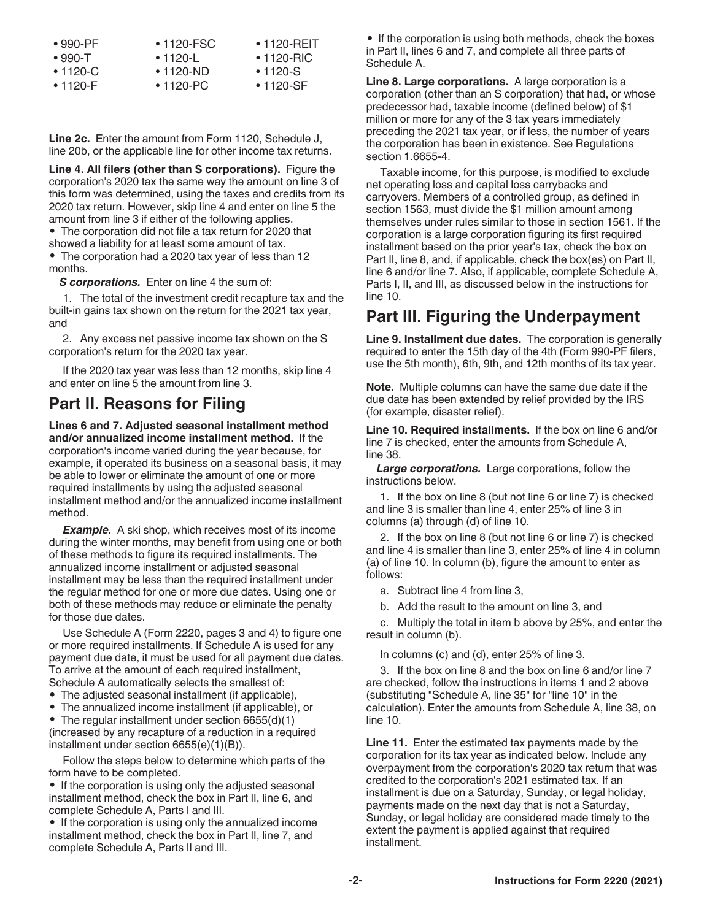- 990-PF
- 990-T
- 1120-C
- 1120-F
- 1120-FSC
- 1120-L
- 1120-ND
- 1120-PC
- 1120-REIT
- 1120-RIC
- 1120-S
- 1120-SF

**Line 2c.** Enter the amount from Form 1120, Schedule J, line 20b, or the applicable line for other income tax returns.

**Line 4. All filers (other than S corporations).** Figure the corporation's 2020 tax the same way the amount on line 3 of this form was determined, using the taxes and credits from its 2020 tax return. However, skip line 4 and enter on line 5 the amount from line 3 if either of the following applies.

- The corporation did not file a tax return for 2020 that showed a liability for at least some amount of tax.
- The corporation had a 2020 tax year of less than 12 months.

***S corporations.*** Enter on line 4 the sum of:

1. The total of the investment credit recapture tax and the built-in gains tax shown on the return for the 2021 tax year, and
2. Any excess net passive income tax shown on the S corporation's return for the 2020 tax year.

If the 2020 tax year was less than 12 months, skip line 4 and enter on line 5 the amount from line 3.

## Part II. Reasons for Filing

**Lines 6 and 7. Adjusted seasonal installment method and/or annualized income installment method.** If the corporation's income varied during the year because, for example, it operated its business on a seasonal basis, it may be able to lower or eliminate the amount of one or more required installments by using the adjusted seasonal installment method and/or the annualized income installment method.

***Example.*** A ski shop, which receives most of its income during the winter months, may benefit from using one or both of these methods to figure its required installments. The annualized income installment or adjusted seasonal installment may be less than the required installment under the regular method for one or more due dates. Using one or both of these methods may reduce or eliminate the penalty for those due dates.

Use Schedule A (Form 2220, pages 3 and 4) to figure one or more required installments. If Schedule A is used for any payment due date, it must be used for all payment due dates. To arrive at the amount of each required installment, Schedule A automatically selects the smallest of:

- The adjusted seasonal installment (if applicable),
- The annualized income installment (if applicable), or
- The regular installment under section 6655(d)(1) (increased by any recapture of a reduction in a required installment under section 6655(e)(1)(B)).

Follow the steps below to determine which parts of the form have to be completed.

- If the corporation is using only the adjusted seasonal installment method, check the box in Part II, line 6, and complete Schedule A, Parts I and III.
- If the corporation is using only the annualized income installment method, check the box in Part II, line 7, and complete Schedule A, Parts II and III.
- If the corporation is using both methods, check the boxes in Part II, lines 6 and 7, and complete all three parts of Schedule A.

**Line 8. Large corporations.** A large corporation is a corporation (other than an S corporation) that had, or whose predecessor had, taxable income (defined below) of $1 million or more for any of the 3 tax years immediately preceding the 2021 tax year, or if less, the number of years the corporation has been in existence. See Regulations section 1.6655-4.

Taxable income, for this purpose, is modified to exclude net operating loss and capital loss carrybacks and carryovers. Members of a controlled group, as defined in section 1563, must divide the $1 million amount among themselves under rules similar to those in section 1561. If the corporation is a large corporation figuring its first required installment based on the prior year's tax, check the box on Part II, line 8, and, if applicable, check the box(es) on Part II, line 6 and/or line 7. Also, if applicable, complete Schedule A, Parts I, II, and III, as discussed below in the instructions for line 10.

## Part III. Figuring the Underpayment

**Line 9. Installment due dates.** The corporation is generally required to enter the 15th day of the 4th (Form 990-PF filers, use the 5th month), 6th, 9th, and 12th months of its tax year.

**Note.** Multiple columns can have the same due date if the due date has been extended by relief provided by the IRS (for example, disaster relief).

**Line 10. Required installments.** If the box on line 6 and/or line 7 is checked, enter the amounts from Schedule A, line 38.

***Large corporations.*** Large corporations, follow the instructions below.

1. If the box on line 8 (but not line 6 or line 7) is checked and line 3 is smaller than line 4, enter 25% of line 3 in columns (a) through (d) of line 10.
2. If the box on line 8 (but not line 6 or line 7) is checked and line 4 is smaller than line 3, enter 25% of line 4 in column (a) of line 10. In column (b), figure the amount to enter as follows:
   a. Subtract line 4 from line 3,
   b. Add the result to the amount on line 3, and
   c. Multiply the total in item b above by 25%, and enter the result in column (b).

   In columns (c) and (d), enter 25% of line 3.
3. If the box on line 8 and the box on line 6 and/or line 7 are checked, follow the instructions in items 1 and 2 above (substituting "Schedule A, line 35" for "line 10" in the calculation). Enter the amounts from Schedule A, line 38, on line 10.

**Line 11.** Enter the estimated tax payments made by the corporation for its tax year as indicated below. Include any overpayment from the corporation's 2020 tax return that was credited to the corporation's 2021 estimated tax. If an installment is due on a Saturday, Sunday, or legal holiday, payments made on the next day that is not a Saturday, Sunday, or legal holiday are considered made timely to the extent the payment is applied against that required installment.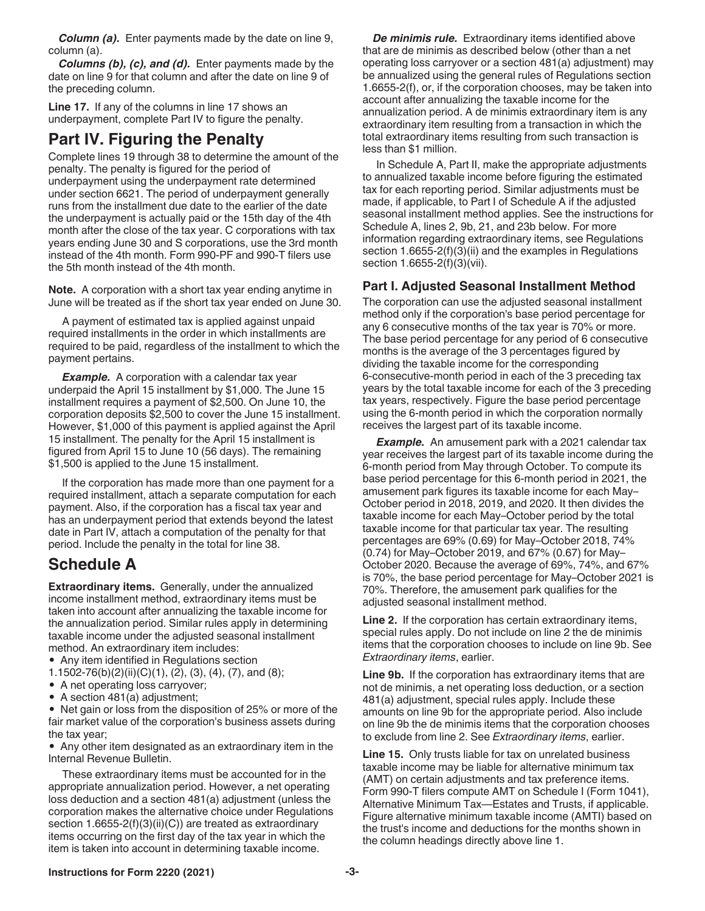***Column (a).*** Enter payments made by the date on line 9, column (a).

***Columns (b), (c), and (d).*** Enter payments made by the date on line 9 for that column and after the date on line 9 of the preceding column.

**Line 17.** If any of the columns in line 17 shows an underpayment, complete Part IV to figure the penalty.

## Part IV. Figuring the Penalty

Complete lines 19 through 38 to determine the amount of the penalty. The penalty is figured for the period of underpayment using the underpayment rate determined under section 6621. The period of underpayment generally runs from the installment due date to the earlier of the date the underpayment is actually paid or the 15th day of the 4th month after the close of the tax year. C corporations with tax years ending June 30 and S corporations, use the 3rd month instead of the 4th month. Form 990-PF and 990-T filers use the 5th month instead of the 4th month.

**Note.** A corporation with a short tax year ending anytime in June will be treated as if the short tax year ended on June 30.

A payment of estimated tax is applied against unpaid required installments in the order in which installments are required to be paid, regardless of the installment to which the payment pertains.

***Example.*** A corporation with a calendar tax year underpaid the April 15 installment by $1,000. The June 15 installment requires a payment of $2,500. On June 10, the corporation deposits $2,500 to cover the June 15 installment. However, $1,000 of this payment is applied against the April 15 installment. The penalty for the April 15 installment is figured from April 15 to June 10 (56 days). The remaining $1,500 is applied to the June 15 installment.

If the corporation has made more than one payment for a required installment, attach a separate computation for each payment. Also, if the corporation has a fiscal tax year and has an underpayment period that extends beyond the latest date in Part IV, attach a computation of the penalty for that period. Include the penalty in the total for line 38.

## Schedule A

**Extraordinary items.** Generally, under the annualized income installment method, extraordinary items must be taken into account after annualizing the taxable income for the annualization period. Similar rules apply in determining taxable income under the adjusted seasonal installment method. An extraordinary item includes:

- Any item identified in Regulations section 1.1502-76(b)(2)(ii)(C)(1), (2), (3), (4), (7), and (8);
- A net operating loss carryover;
- A section 481(a) adjustment;
- Net gain or loss from the disposition of 25% or more of the fair market value of the corporation's business assets during the tax year;
- Any other item designated as an extraordinary item in the Internal Revenue Bulletin.

These extraordinary items must be accounted for in the appropriate annualization period. However, a net operating loss deduction and a section 481(a) adjustment (unless the corporation makes the alternative choice under Regulations section 1.6655-2(f)(3)(ii)(C)) are treated as extraordinary items occurring on the first day of the tax year in which the item is taken into account in determining taxable income.

***De minimis rule.*** Extraordinary items identified above that are de minimis as described below (other than a net operating loss carryover or a section 481(a) adjustment) may be annualized using the general rules of Regulations section 1.6655-2(f), or, if the corporation chooses, may be taken into account after annualizing the taxable income for the annualization period. A de minimis extraordinary item is any extraordinary item resulting from a transaction in which the total extraordinary items resulting from such transaction is less than $1 million.

In Schedule A, Part II, make the appropriate adjustments to annualized taxable income before figuring the estimated tax for each reporting period. Similar adjustments must be made, if applicable, to Part I of Schedule A if the adjusted seasonal installment method applies. See the instructions for Schedule A, lines 2, 9b, 21, and 23b below. For more information regarding extraordinary items, see Regulations section 1.6655-2(f)(3)(ii) and the examples in Regulations section 1.6655-2(f)(3)(vii).

### Part I. Adjusted Seasonal Installment Method

The corporation can use the adjusted seasonal installment method only if the corporation's base period percentage for any 6 consecutive months of the tax year is 70% or more. The base period percentage for any period of 6 consecutive months is the average of the 3 percentages figured by dividing the taxable income for the corresponding 6-consecutive-month period in each of the 3 preceding tax years by the total taxable income for each of the 3 preceding tax years, respectively. Figure the base period percentage using the 6-month period in which the corporation normally receives the largest part of its taxable income.

***Example.*** An amusement park with a 2021 calendar tax year receives the largest part of its taxable income during the 6-month period from May through October. To compute its base period percentage for this 6-month period in 2021, the amusement park figures its taxable income for each May–October period in 2018, 2019, and 2020. It then divides the taxable income for each May–October period by the total taxable income for that particular tax year. The resulting percentages are 69% (0.69) for May–October 2018, 74% (0.74) for May–October 2019, and 67% (0.67) for May–October 2020. Because the average of 69%, 74%, and 67% is 70%, the base period percentage for May–October 2021 is 70%. Therefore, the amusement park qualifies for the adjusted seasonal installment method.

**Line 2.** If the corporation has certain extraordinary items, special rules apply. Do not include on line 2 the de minimis items that the corporation chooses to include on line 9b. See *Extraordinary items*, earlier.

**Line 9b.** If the corporation has extraordinary items that are not de minimis, a net operating loss deduction, or a section 481(a) adjustment, special rules apply. Include these amounts on line 9b for the appropriate period. Also include on line 9b the de minimis items that the corporation chooses to exclude from line 2. See *Extraordinary items*, earlier.

**Line 15.** Only trusts liable for tax on unrelated business taxable income may be liable for alternative minimum tax (AMT) on certain adjustments and tax preference items. Form 990-T filers compute AMT on Schedule I (Form 1041), Alternative Minimum Tax—Estates and Trusts, if applicable. Figure alternative minimum taxable income (AMTI) based on the trust's income and deductions for the months shown in the column headings directly above line 1.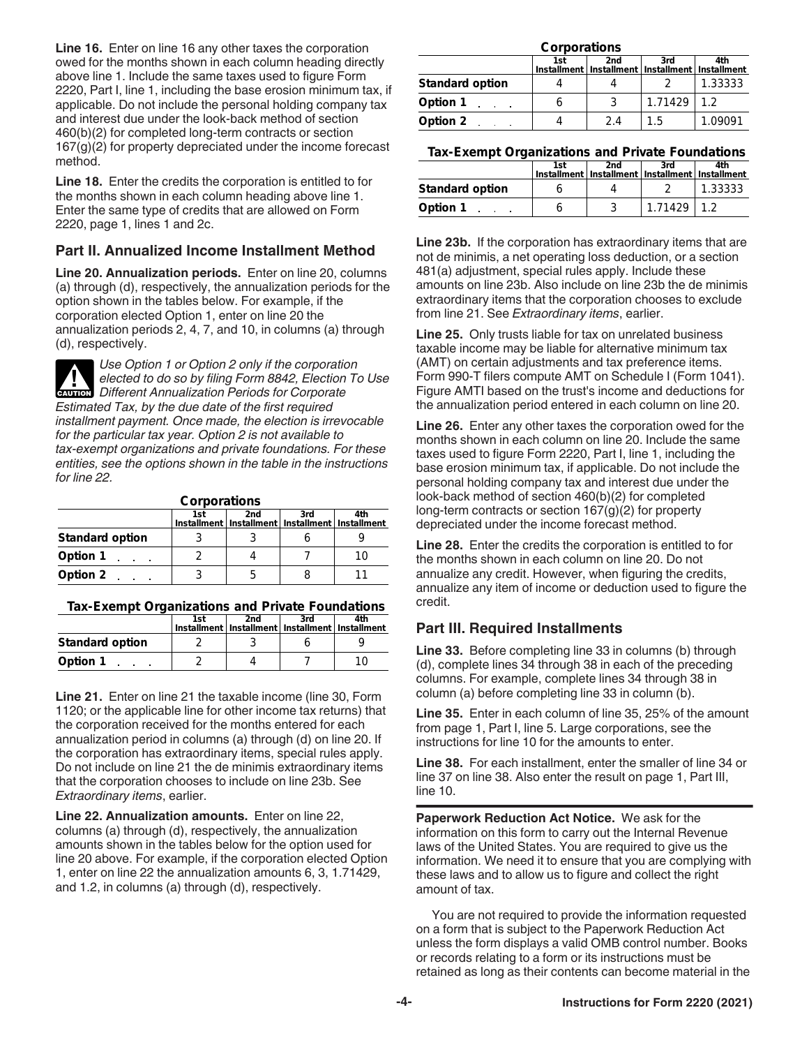**Line 16.** Enter on line 16 any other taxes the corporation owed for the months shown in each column heading directly above line 1. Include the same taxes used to figure Form 2220, Part I, line 1, including the base erosion minimum tax, if applicable. Do not include the personal holding company tax and interest due under the look-back method of section 460(b)(2) for completed long-term contracts or section 167(g)(2) for property depreciated under the income forecast method.

**Line 18.** Enter the credits the corporation is entitled to for the months shown in each column heading above line 1. Enter the same type of credits that are allowed on Form 2220, page 1, lines 1 and 2c.

## Part II. Annualized Income Installment Method

**Line 20. Annualization periods.** Enter on line 20, columns (a) through (d), respectively, the annualization periods for the option shown in the tables below. For example, if the corporation elected Option 1, enter on line 20 the annualization periods 2, 4, 7, and 10, in columns (a) through (d), respectively.

**CAUTION** *Use Option 1 or Option 2 only if the corporation elected to do so by filing Form 8842, Election To Use Different Annualization Periods for Corporate Estimated Tax, by the due date of the first required installment payment. Once made, the election is irrevocable for the particular tax year. Option 2 is not available to tax-exempt organizations and private foundations. For these entities, see the options shown in the table in the instructions for line 22.*

**Corporations**

| | 1st Installment | 2nd Installment | 3rd Installment | 4th Installment |
|---|---|---|---|---|
| **Standard option** | 3 | 3 | 6 | 9 |
| **Option 1** | 2 | 4 | 7 | 10 |
| **Option 2** | 3 | 5 | 8 | 11 |

**Tax-Exempt Organizations and Private Foundations**

| | 1st Installment | 2nd Installment | 3rd Installment | 4th Installment |
|---|---|---|---|---|
| **Standard option** | 2 | 3 | 6 | 9 |
| **Option 1** | 2 | 4 | 7 | 10 |

**Line 21.** Enter on line 21 the taxable income (line 30, Form 1120; or the applicable line for other income tax returns) that the corporation received for the months entered for each annualization period in columns (a) through (d) on line 20. If the corporation has extraordinary items, special rules apply. Do not include on line 21 the de minimis extraordinary items that the corporation chooses to include on line 23b. See *Extraordinary items*, earlier.

**Line 22. Annualization amounts.** Enter on line 22, columns (a) through (d), respectively, the annualization amounts shown in the tables below for the option used for line 20 above. For example, if the corporation elected Option 1, enter on line 22 the annualization amounts 6, 3, 1.71429, and 1.2, in columns (a) through (d), respectively.

**Corporations**

| | 1st Installment | 2nd Installment | 3rd Installment | 4th Installment |
|---|---|---|---|---|
| **Standard option** | 4 | 4 | 2 | 1.33333 |
| **Option 1** | 6 | 3 | 1.71429 | 1.2 |
| **Option 2** | 4 | 2.4 | 1.5 | 1.09091 |

**Tax-Exempt Organizations and Private Foundations**

| | 1st Installment | 2nd Installment | 3rd Installment | 4th Installment |
|---|---|---|---|---|
| **Standard option** | 6 | 4 | 2 | 1.33333 |
| **Option 1** | 6 | 3 | 1.71429 | 1.2 |

**Line 23b.** If the corporation has extraordinary items that are not de minimis, a net operating loss deduction, or a section 481(a) adjustment, special rules apply. Include these amounts on line 23b. Also include on line 23b the de minimis extraordinary items that the corporation chooses to exclude from line 21. See *Extraordinary items*, earlier.

**Line 25.** Only trusts liable for tax on unrelated business taxable income may be liable for alternative minimum tax (AMT) on certain adjustments and tax preference items. Form 990-T filers compute AMT on Schedule I (Form 1041). Figure AMTI based on the trust's income and deductions for the annualization period entered in each column on line 20.

**Line 26.** Enter any other taxes the corporation owed for the months shown in each column on line 20. Include the same taxes used to figure Form 2220, Part I, line 1, including the base erosion minimum tax, if applicable. Do not include the personal holding company tax and interest due under the look-back method of section 460(b)(2) for completed long-term contracts or section 167(g)(2) for property depreciated under the income forecast method.

**Line 28.** Enter the credits the corporation is entitled to for the months shown in each column on line 20. Do not annualize any credit. However, when figuring the credits, annualize any item of income or deduction used to figure the credit.

## Part III. Required Installments

**Line 33.** Before completing line 33 in columns (b) through (d), complete lines 34 through 38 in each of the preceding columns. For example, complete lines 34 through 38 in column (a) before completing line 33 in column (b).

**Line 35.** Enter in each column of line 35, 25% of the amount from page 1, Part I, line 5. Large corporations, see the instructions for line 10 for the amounts to enter.

**Line 38.** For each installment, enter the smaller of line 34 or line 37 on line 38. Also enter the result on page 1, Part III, line 10.

**Paperwork Reduction Act Notice.** We ask for the information on this form to carry out the Internal Revenue laws of the United States. You are required to give us the information. We need it to ensure that you are complying with these laws and to allow us to figure and collect the right amount of tax.

You are not required to provide the information requested on a form that is subject to the Paperwork Reduction Act unless the form displays a valid OMB control number. Books or records relating to a form or its instructions must be retained as long as their contents can become material in the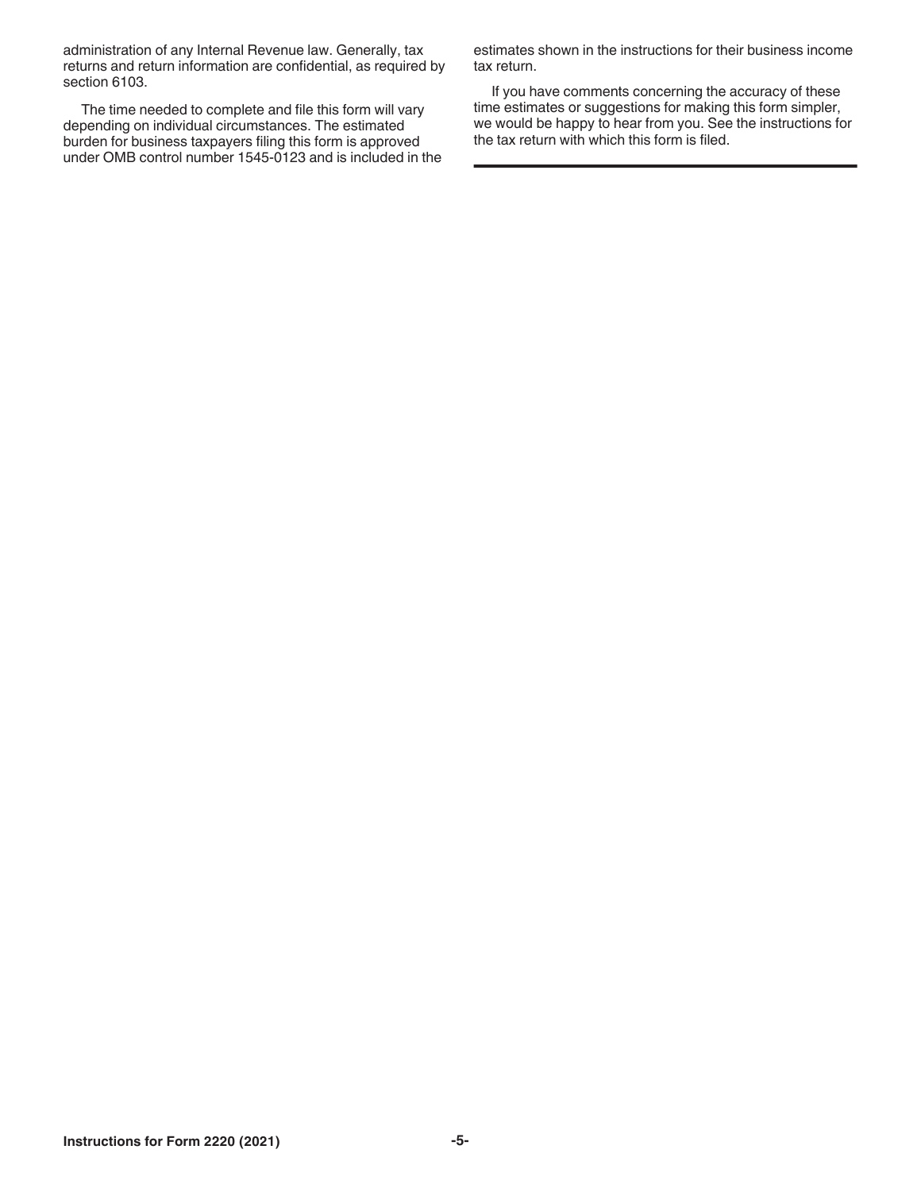administration of any Internal Revenue law. Generally, tax returns and return information are confidential, as required by section 6103.

The time needed to complete and file this form will vary depending on individual circumstances. The estimated burden for business taxpayers filing this form is approved under OMB control number 1545-0123 and is included in the estimates shown in the instructions for their business income tax return.

If you have comments concerning the accuracy of these time estimates or suggestions for making this form simpler, we would be happy to hear from you. See the instructions for the tax return with which this form is filed.